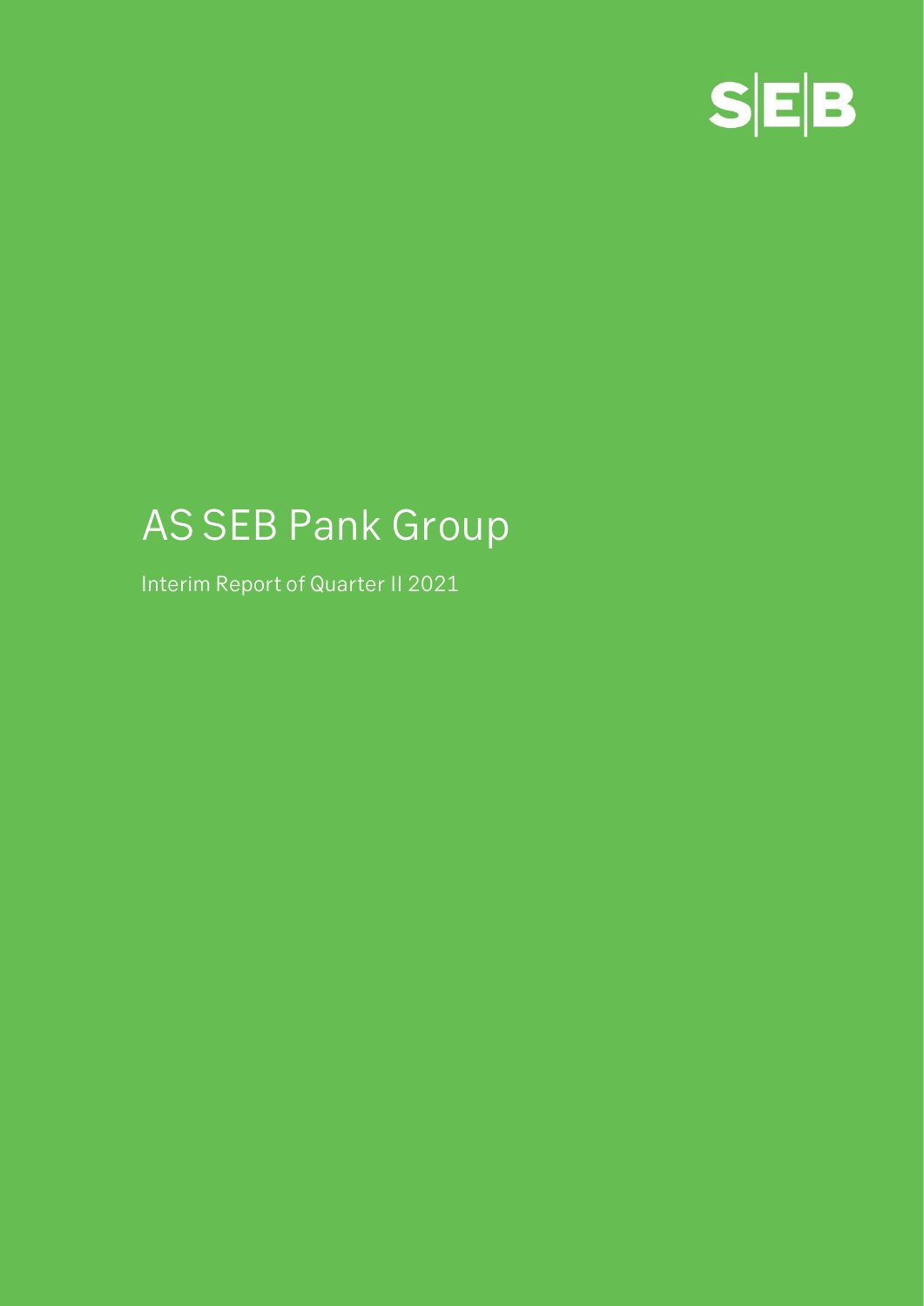SEB

# AS SEB Pank Group

Interim Report of Quarter II 2021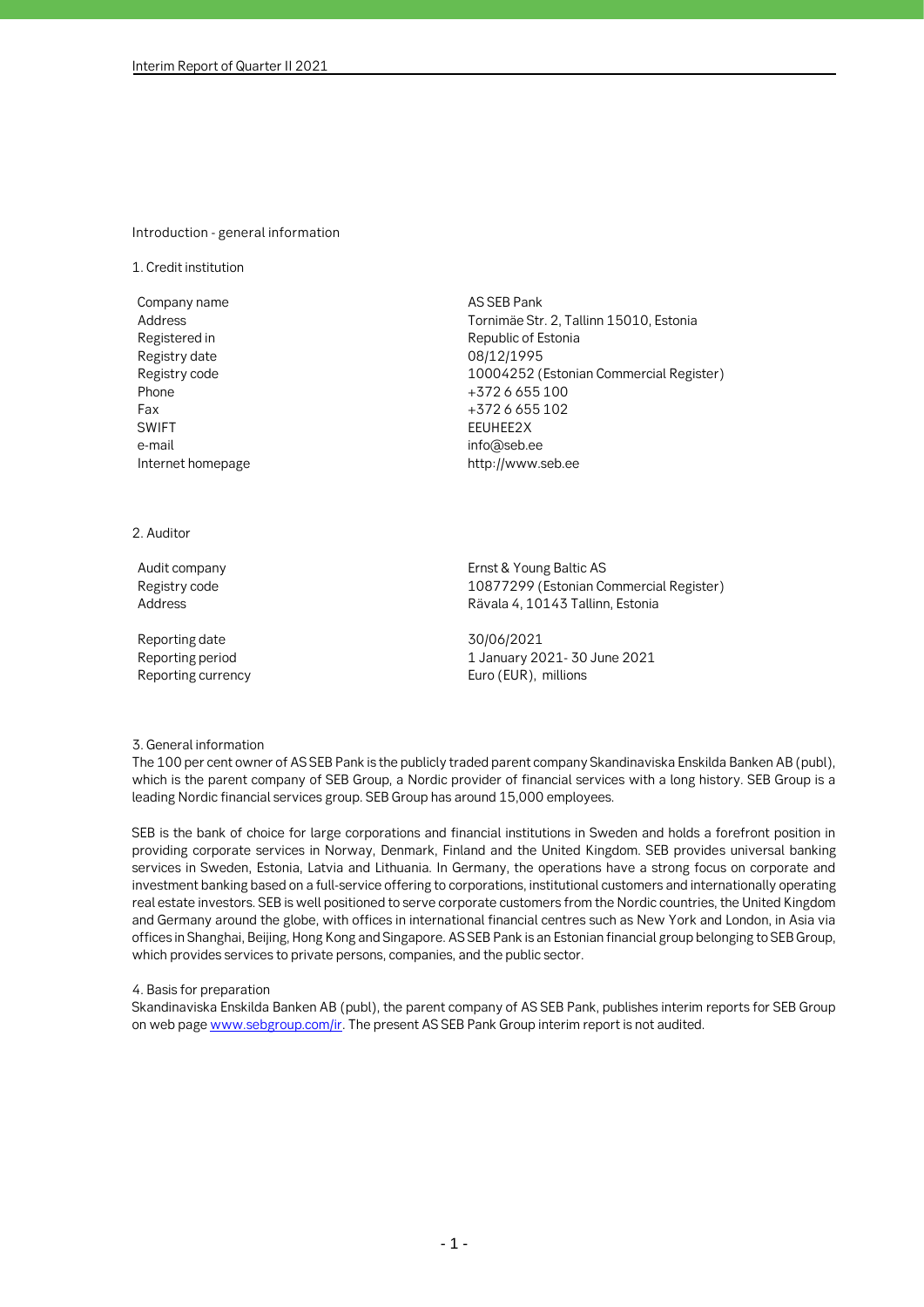## Introduction - general information

### 1. Credit institution

| | |
|---|---|
| Company name | AS SEB Pank |
| Address | Tornimäe Str. 2, Tallinn 15010, Estonia |
| Registered in | Republic of Estonia |
| Registry date | 08/12/1995 |
| Registry code | 10004252 (Estonian Commercial Register) |
| Phone | +372 6 655 100 |
| Fax | +372 6 655 102 |
| SWIFT | EEUHEE2X |
| e-mail | info@seb.ee |
| Internet homepage | http://www.seb.ee |

### 2. Auditor

| | |
|---|---|
| Audit company | Ernst & Young Baltic AS |
| Registry code | 10877299 (Estonian Commercial Register) |
| Address | Rävala 4, 10143 Tallinn, Estonia |
| | |
| Reporting date | 30/06/2021 |
| Reporting period | 1 January 2021- 30 June 2021 |
| Reporting currency | Euro (EUR), millions |

### 3. General information

The 100 per cent owner of AS SEB Pank is the publicly traded parent company Skandinaviska Enskilda Banken AB (publ), which is the parent company of SEB Group, a Nordic provider of financial services with a long history. SEB Group is a leading Nordic financial services group. SEB Group has around 15,000 employees.

SEB is the bank of choice for large corporations and financial institutions in Sweden and holds a forefront position in providing corporate services in Norway, Denmark, Finland and the United Kingdom. SEB provides universal banking services in Sweden, Estonia, Latvia and Lithuania. In Germany, the operations have a strong focus on corporate and investment banking based on a full-service offering to corporations, institutional customers and internationally operating real estate investors. SEB is well positioned to serve corporate customers from the Nordic countries, the United Kingdom and Germany around the globe, with offices in international financial centres such as New York and London, in Asia via offices in Shanghai, Beijing, Hong Kong and Singapore. AS SEB Pank is an Estonian financial group belonging to SEB Group, which provides services to private persons, companies, and the public sector.

### 4. Basis for preparation

Skandinaviska Enskilda Banken AB (publ), the parent company of AS SEB Pank, publishes interim reports for SEB Group on web page www.sebgroup.com/ir. The present AS SEB Pank Group interim report is not audited.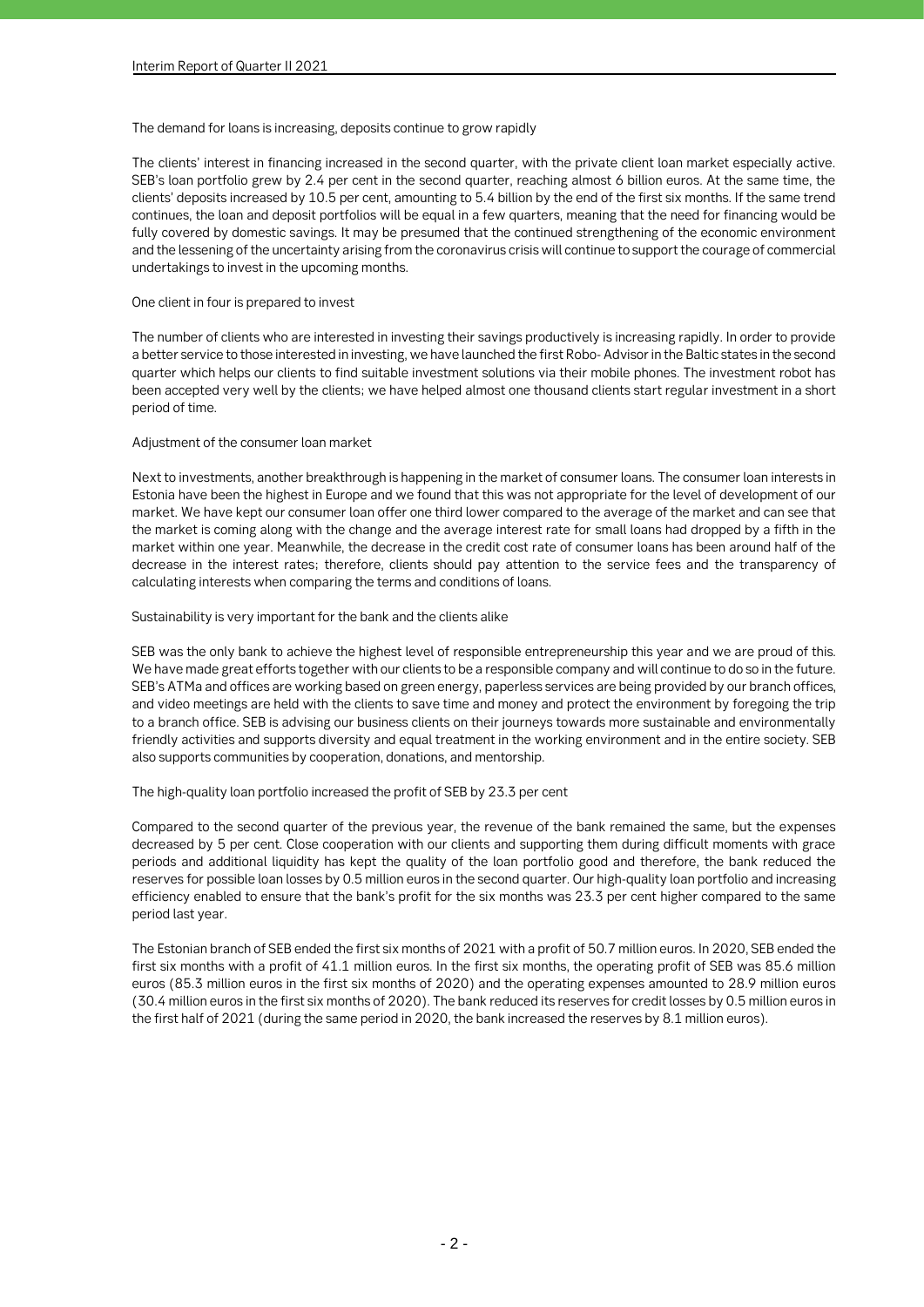The demand for loans is increasing, deposits continue to grow rapidly

The clients' interest in financing increased in the second quarter, with the private client loan market especially active. SEB's loan portfolio grew by 2.4 per cent in the second quarter, reaching almost 6 billion euros. At the same time, the clients' deposits increased by 10.5 per cent, amounting to 5.4 billion by the end of the first six months. If the same trend continues, the loan and deposit portfolios will be equal in a few quarters, meaning that the need for financing would be fully covered by domestic savings. It may be presumed that the continued strengthening of the economic environment and the lessening of the uncertainty arising from the coronavirus crisis will continue to support the courage of commercial undertakings to invest in the upcoming months.

One client in four is prepared to invest

The number of clients who are interested in investing their savings productively is increasing rapidly. In order to provide a better service to those interested in investing, we have launched the first Robo- Advisor in the Baltic states in the second quarter which helps our clients to find suitable investment solutions via their mobile phones. The investment robot has been accepted very well by the clients; we have helped almost one thousand clients start regular investment in a short period of time.

Adjustment of the consumer loan market

Next to investments, another breakthrough is happening in the market of consumer loans. The consumer loan interests in Estonia have been the highest in Europe and we found that this was not appropriate for the level of development of our market. We have kept our consumer loan offer one third lower compared to the average of the market and can see that the market is coming along with the change and the average interest rate for small loans had dropped by a fifth in the market within one year. Meanwhile, the decrease in the credit cost rate of consumer loans has been around half of the decrease in the interest rates; therefore, clients should pay attention to the service fees and the transparency of calculating interests when comparing the terms and conditions of loans.

Sustainability is very important for the bank and the clients alike

SEB was the only bank to achieve the highest level of responsible entrepreneurship this year and we are proud of this. We have made great efforts together with our clients to be a responsible company and will continue to do so in the future. SEB's ATMa and offices are working based on green energy, paperless services are being provided by our branch offices, and video meetings are held with the clients to save time and money and protect the environment by foregoing the trip to a branch office. SEB is advising our business clients on their journeys towards more sustainable and environmentally friendly activities and supports diversity and equal treatment in the working environment and in the entire society. SEB also supports communities by cooperation, donations, and mentorship.

The high-quality loan portfolio increased the profit of SEB by 23.3 per cent

Compared to the second quarter of the previous year, the revenue of the bank remained the same, but the expenses decreased by 5 per cent. Close cooperation with our clients and supporting them during difficult moments with grace periods and additional liquidity has kept the quality of the loan portfolio good and therefore, the bank reduced the reserves for possible loan losses by 0.5 million euros in the second quarter. Our high-quality loan portfolio and increasing efficiency enabled to ensure that the bank's profit for the six months was 23.3 per cent higher compared to the same period last year.

The Estonian branch of SEB ended the first six months of 2021 with a profit of 50.7 million euros. In 2020, SEB ended the first six months with a profit of 41.1 million euros. In the first six months, the operating profit of SEB was 85.6 million euros (85.3 million euros in the first six months of 2020) and the operating expenses amounted to 28.9 million euros (30.4 million euros in the first six months of 2020). The bank reduced its reserves for credit losses by 0.5 million euros in the first half of 2021 (during the same period in 2020, the bank increased the reserves by 8.1 million euros).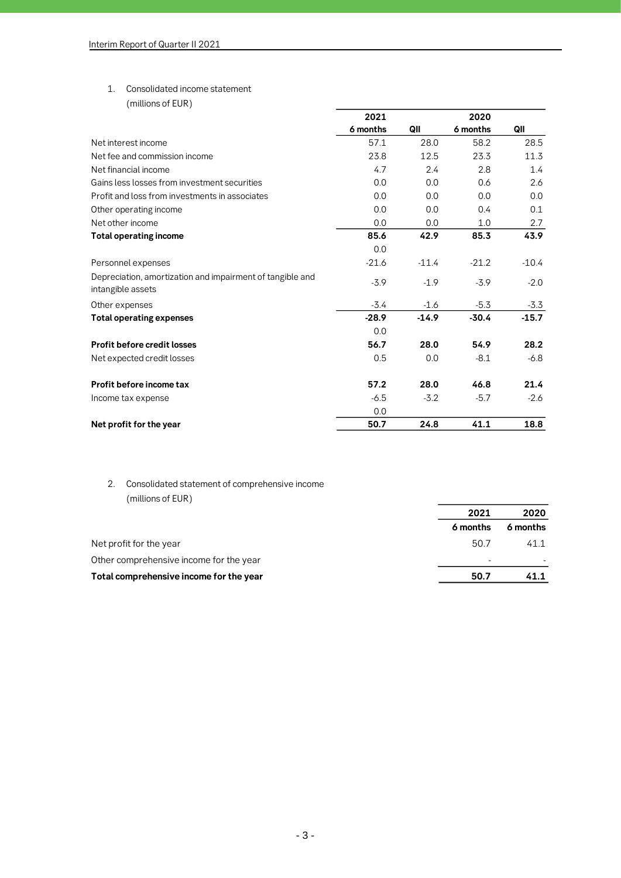1. Consolidated income statement
(millions of EUR)

| | 2021 | | 2020 | |
|---|---|---|---|---|
| | 6 months | QII | 6 months | QII |
| Net interest income | 57.1 | 28.0 | 58.2 | 28.5 |
| Net fee and commission income | 23.8 | 12.5 | 23.3 | 11.3 |
| Net financial income | 4.7 | 2.4 | 2.8 | 1.4 |
| Gains less losses from investment securities | 0.0 | 0.0 | 0.6 | 2.6 |
| Profit and loss from investments in associates | 0.0 | 0.0 | 0.0 | 0.0 |
| Other operating income | 0.0 | 0.0 | 0.4 | 0.1 |
| Net other income | 0.0 | 0.0 | 1.0 | 2.7 |
| **Total operating income** | **85.6** | **42.9** | **85.3** | **43.9** |
| | 0.0 | | | |
| Personnel expenses | -21.6 | -11.4 | -21.2 | -10.4 |
| Depreciation, amortization and impairment of tangible and intangible assets | -3.9 | -1.9 | -3.9 | -2.0 |
| Other expenses | -3.4 | -1.6 | -5.3 | -3.3 |
| **Total operating expenses** | **-28.9** | **-14.9** | **-30.4** | **-15.7** |
| | 0.0 | | | |
| **Profit before credit losses** | **56.7** | **28.0** | **54.9** | **28.2** |
| Net expected credit losses | 0.5 | 0.0 | -8.1 | -6.8 |
| | | | | |
| **Profit before income tax** | **57.2** | **28.0** | **46.8** | **21.4** |
| Income tax expense | -6.5 | -3.2 | -5.7 | -2.6 |
| | 0.0 | | | |
| **Net profit for the year** | **50.7** | **24.8** | **41.1** | **18.8** |

2. Consolidated statement of comprehensive income
(millions of EUR)

| | 2021 | 2020 |
|---|---|---|
| | 6 months | 6 months |
| Net profit for the year | 50.7 | 41.1 |
| Other comprehensive income for the year | - | - |
| **Total comprehensive income for the year** | **50.7** | **41.1** |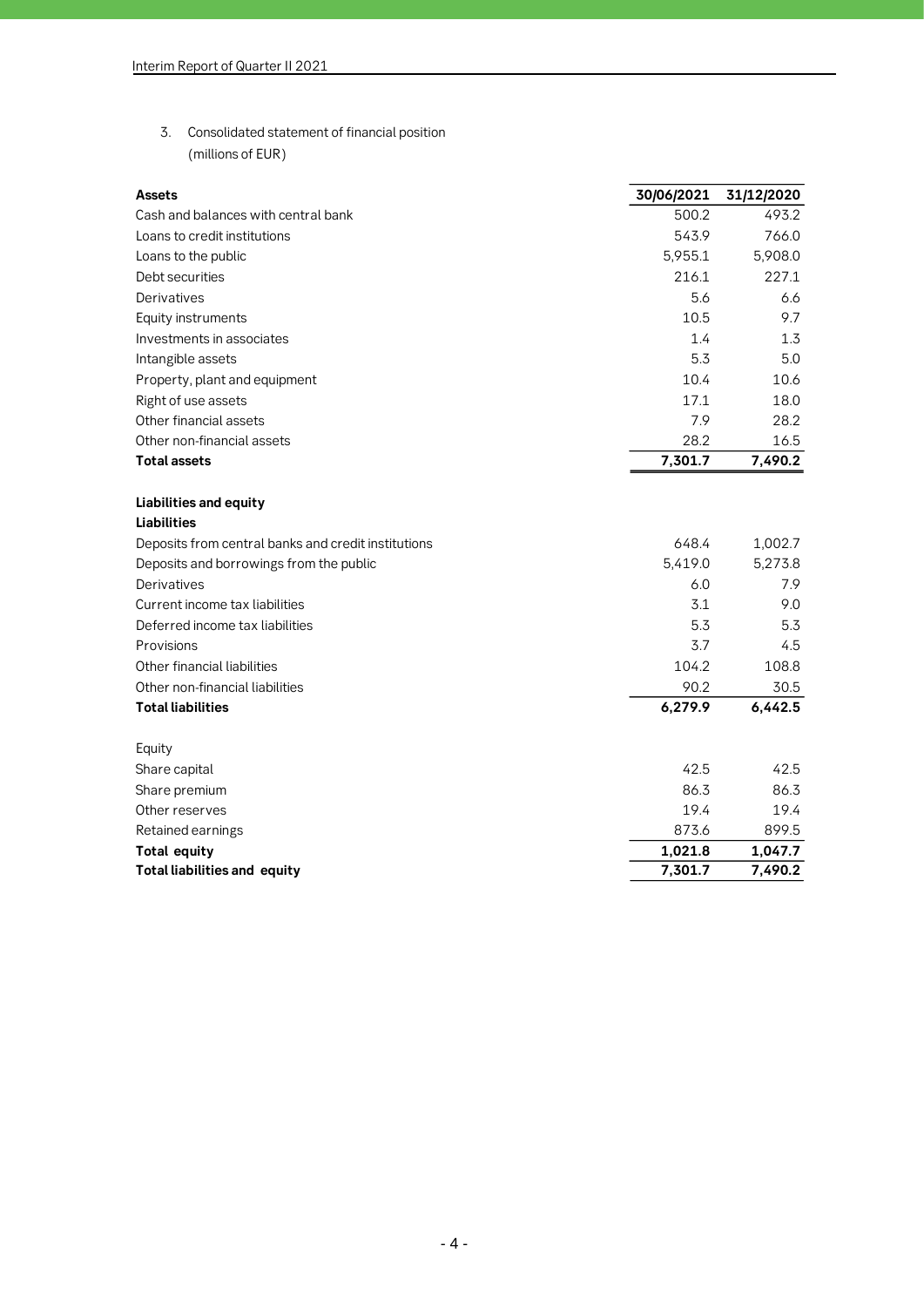3. Consolidated statement of financial position
(millions of EUR)

| **Assets** | **30/06/2021** | **31/12/2020** |
|---|---|---|
| Cash and balances with central bank | 500.2 | 493.2 |
| Loans to credit institutions | 543.9 | 766.0 |
| Loans to the public | 5,955.1 | 5,908.0 |
| Debt securities | 216.1 | 227.1 |
| Derivatives | 5.6 | 6.6 |
| Equity instruments | 10.5 | 9.7 |
| Investments in associates | 1.4 | 1.3 |
| Intangible assets | 5.3 | 5.0 |
| Property, plant and equipment | 10.4 | 10.6 |
| Right of use assets | 17.1 | 18.0 |
| Other financial assets | 7.9 | 28.2 |
| Other non-financial assets | 28.2 | 16.5 |
| **Total assets** | **7,301.7** | **7,490.2** |
| | | |
| **Liabilities and equity** | | |
| **Liabilities** | | |
| Deposits from central banks and credit institutions | 648.4 | 1,002.7 |
| Deposits and borrowings from the public | 5,419.0 | 5,273.8 |
| Derivatives | 6.0 | 7.9 |
| Current income tax liabilities | 3.1 | 9.0 |
| Deferred income tax liabilities | 5.3 | 5.3 |
| Provisions | 3.7 | 4.5 |
| Other financial liabilities | 104.2 | 108.8 |
| Other non-financial liabilities | 90.2 | 30.5 |
| **Total liabilities** | **6,279.9** | **6,442.5** |
| | | |
| Equity | | |
| Share capital | 42.5 | 42.5 |
| Share premium | 86.3 | 86.3 |
| Other reserves | 19.4 | 19.4 |
| Retained earnings | 873.6 | 899.5 |
| **Total equity** | **1,021.8** | **1,047.7** |
| **Total liabilities and equity** | **7,301.7** | **7,490.2** |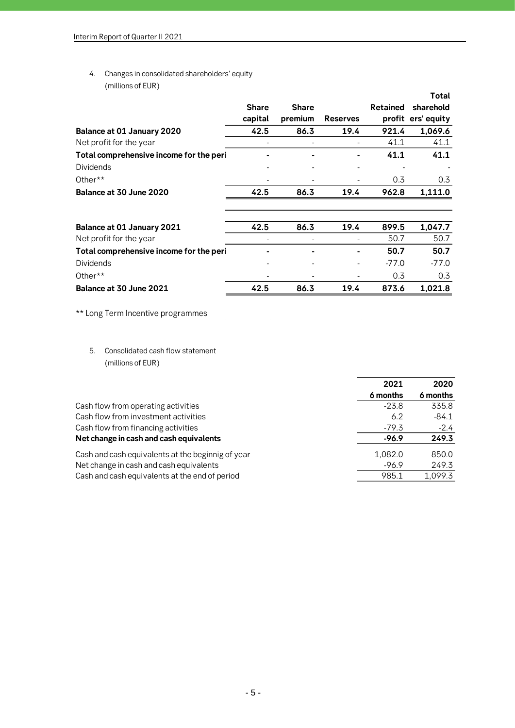4. Changes in consolidated shareholders' equity
   (millions of EUR)

| | Share capital | Share premium | Reserves | Retained profit | Total shareholders' equity |
|---|---|---|---|---|---|
| **Balance at 01 January 2020** | **42.5** | **86.3** | **19.4** | **921.4** | **1,069.6** |
| Net profit for the year | - | - | - | 41.1 | 41.1 |
| **Total comprehensive income for the peri** | **-** | **-** | **-** | **41.1** | **41.1** |
| Dividends | - | - | - | - | - |
| Other** | - | - | - | 0.3 | 0.3 |
| **Balance at 30 June 2020** | **42.5** | **86.3** | **19.4** | **962.8** | **1,111.0** |
| | | | | | |
| **Balance at 01 January 2021** | **42.5** | **86.3** | **19.4** | **899.5** | **1,047.7** |
| Net profit for the year | - | - | - | 50.7 | 50.7 |
| **Total comprehensive income for the peri** | **-** | **-** | **-** | **50.7** | **50.7** |
| Dividends | - | - | - | -77.0 | -77.0 |
| Other** | - | - | - | 0.3 | 0.3 |
| **Balance at 30 June 2021** | **42.5** | **86.3** | **19.4** | **873.6** | **1,021.8** |

** Long Term Incentive programmes

5. Consolidated cash flow statement
   (millions of EUR)

| | 2021 6 months | 2020 6 months |
|---|---|---|
| Cash flow from operating activities | -23.8 | 335.8 |
| Cash flow from investment activities | 6.2 | -84.1 |
| Cash flow from financing activities | -79.3 | -2.4 |
| **Net change in cash and cash equivalents** | **-96.9** | **249.3** |
| Cash and cash equivalents at the beginnig of year | 1,082.0 | 850.0 |
| Net change in cash and cash equivalents | -96.9 | 249.3 |
| Cash and cash equivalents at the end of period | 985.1 | 1,099.3 |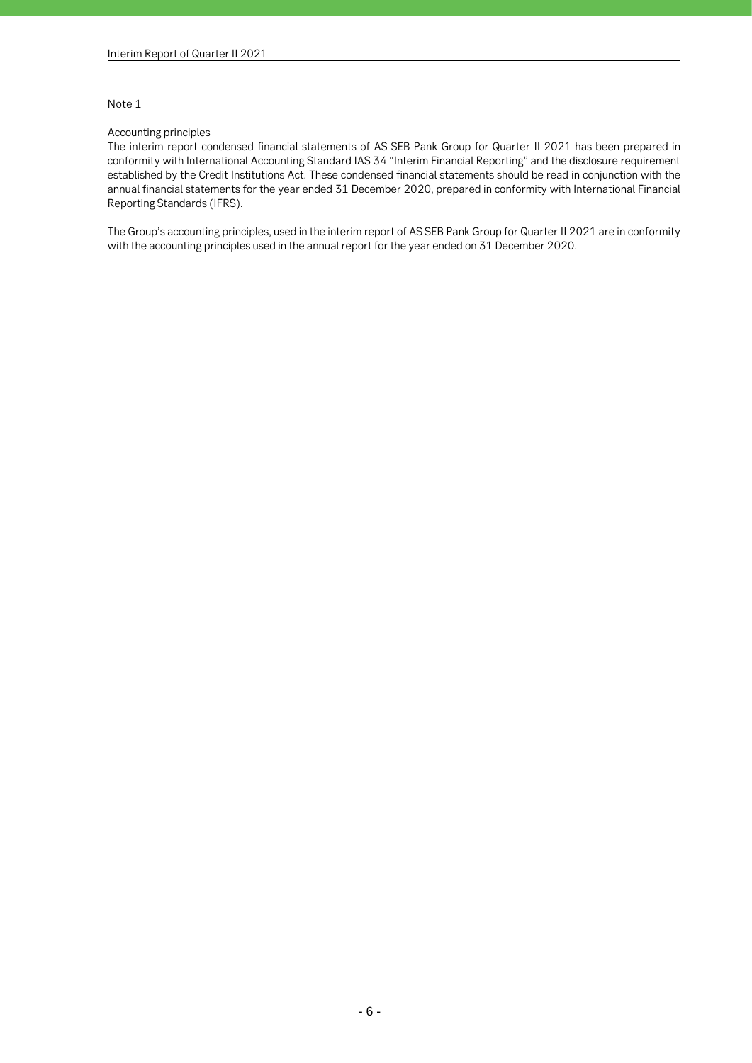Note 1

Accounting principles

The interim report condensed financial statements of AS SEB Pank Group for Quarter II 2021 has been prepared in conformity with International Accounting Standard IAS 34 "Interim Financial Reporting" and the disclosure requirement established by the Credit Institutions Act. These condensed financial statements should be read in conjunction with the annual financial statements for the year ended 31 December 2020, prepared in conformity with International Financial Reporting Standards (IFRS).

The Group's accounting principles, used in the interim report of AS SEB Pank Group for Quarter II 2021 are in conformity with the accounting principles used in the annual report for the year ended on 31 December 2020.